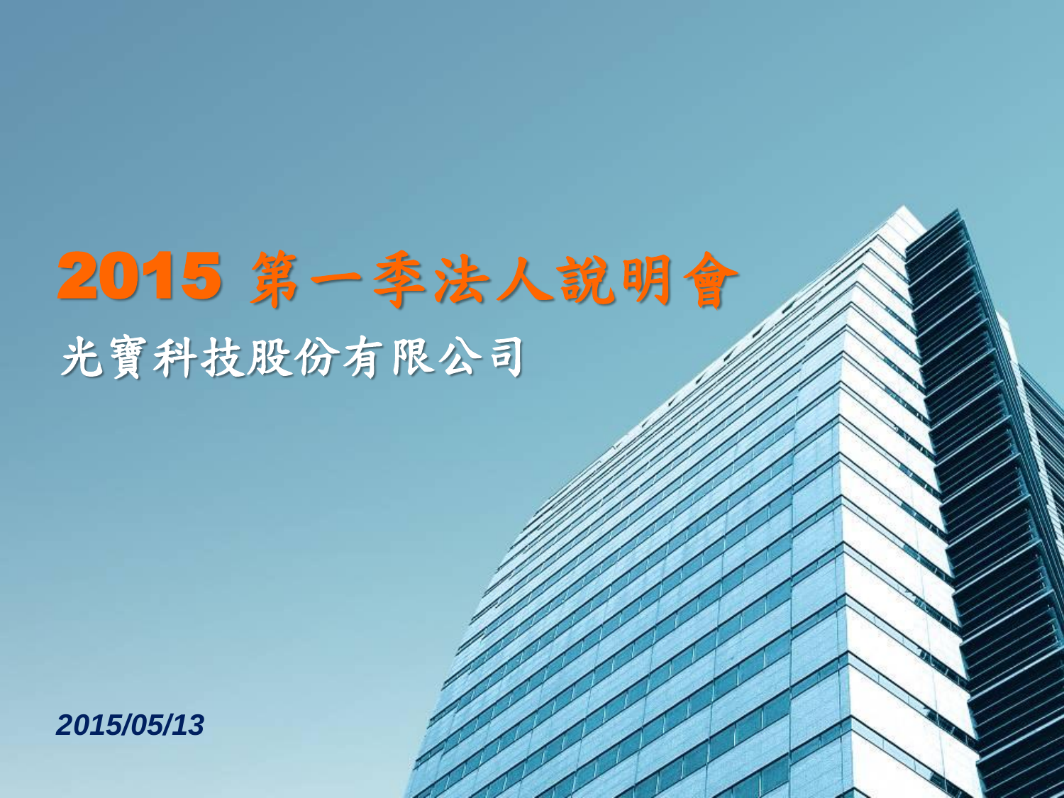# 2015 第一季法人說明會

## 光寶科技股份有限公司

*2015/05/13*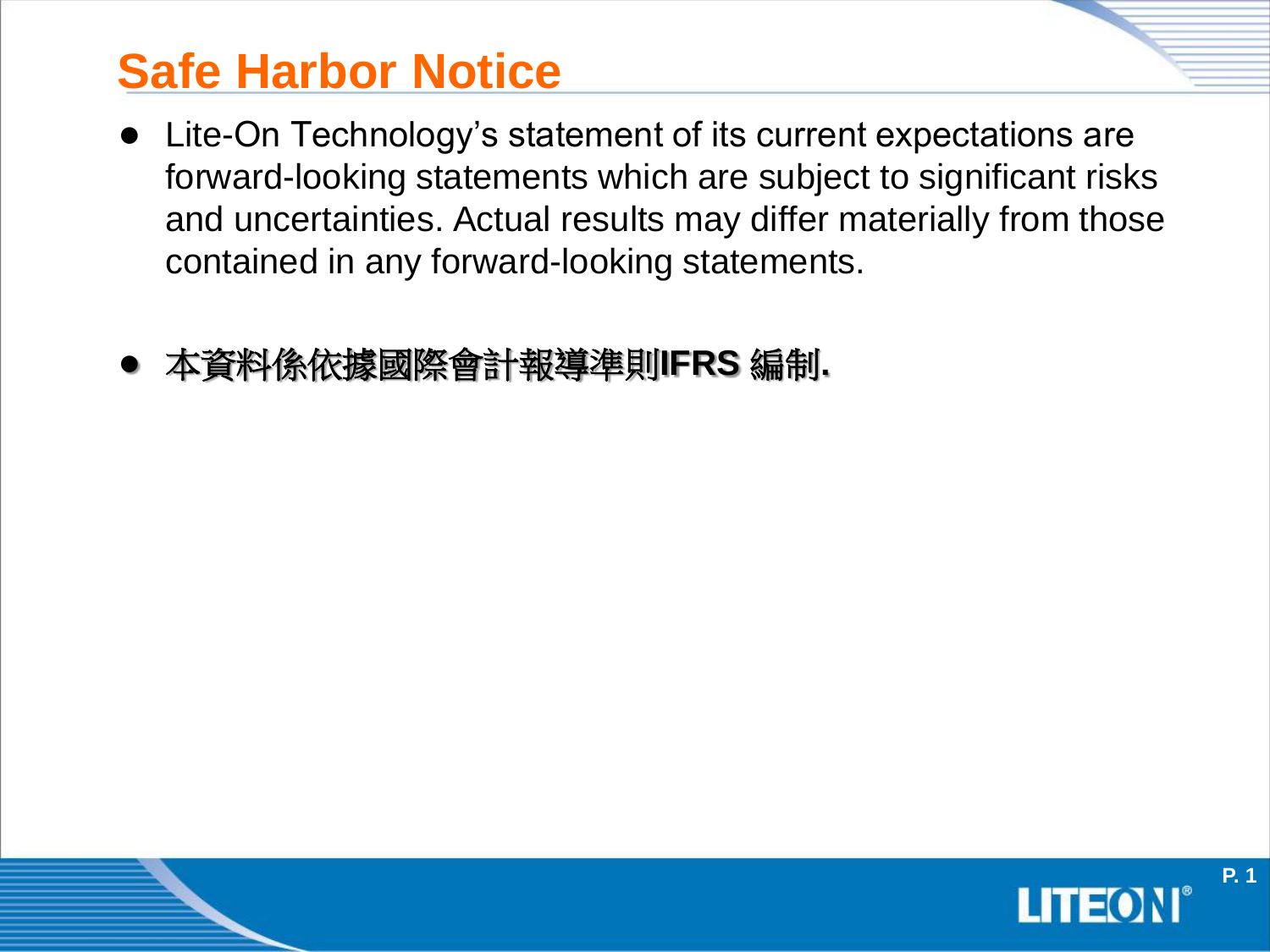# Safe Harbor Notice

- Lite-On Technology's statement of its current expectations are forward-looking statements which are subject to significant risks and uncertainties. Actual results may differ materially from those contained in any forward-looking statements.

- **本資料係依據國際會計報導準則IFRS 編制.**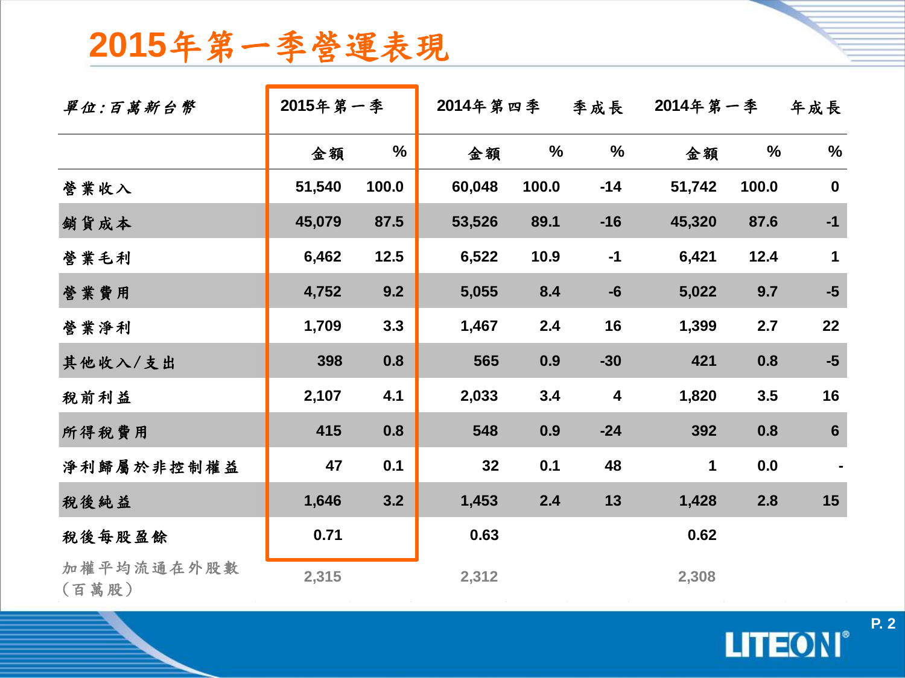# 2015年第一季營運表現

| 單位:百萬新台幣 | 2015年第一季 | | 2014年第四季 | | 季成長 | 2014年第一季 | | 年成長 |
|---|---|---|---|---|---|---|---|---|
| | 金額 | % | 金額 | % | % | 金額 | % | % |
| 營業收入 | 51,540 | 100.0 | 60,048 | 100.0 | -14 | 51,742 | 100.0 | 0 |
| 銷貨成本 | 45,079 | 87.5 | 53,526 | 89.1 | -16 | 45,320 | 87.6 | -1 |
| 營業毛利 | 6,462 | 12.5 | 6,522 | 10.9 | -1 | 6,421 | 12.4 | 1 |
| 營業費用 | 4,752 | 9.2 | 5,055 | 8.4 | -6 | 5,022 | 9.7 | -5 |
| 營業淨利 | 1,709 | 3.3 | 1,467 | 2.4 | 16 | 1,399 | 2.7 | 22 |
| 其他收入/支出 | 398 | 0.8 | 565 | 0.9 | -30 | 421 | 0.8 | -5 |
| 稅前利益 | 2,107 | 4.1 | 2,033 | 3.4 | 4 | 1,820 | 3.5 | 16 |
| 所得稅費用 | 415 | 0.8 | 548 | 0.9 | -24 | 392 | 0.8 | 6 |
| 淨利歸屬於非控制權益 | 47 | 0.1 | 32 | 0.1 | 48 | 1 | 0.0 | - |
| 稅後純益 | 1,646 | 3.2 | 1,453 | 2.4 | 13 | 1,428 | 2.8 | 15 |
| 稅後每股盈餘 | 0.71 | | 0.63 | | | 0.62 | | |
| 加權平均流通在外股數(百萬股) | 2,315 | | 2,312 | | | 2,308 | | |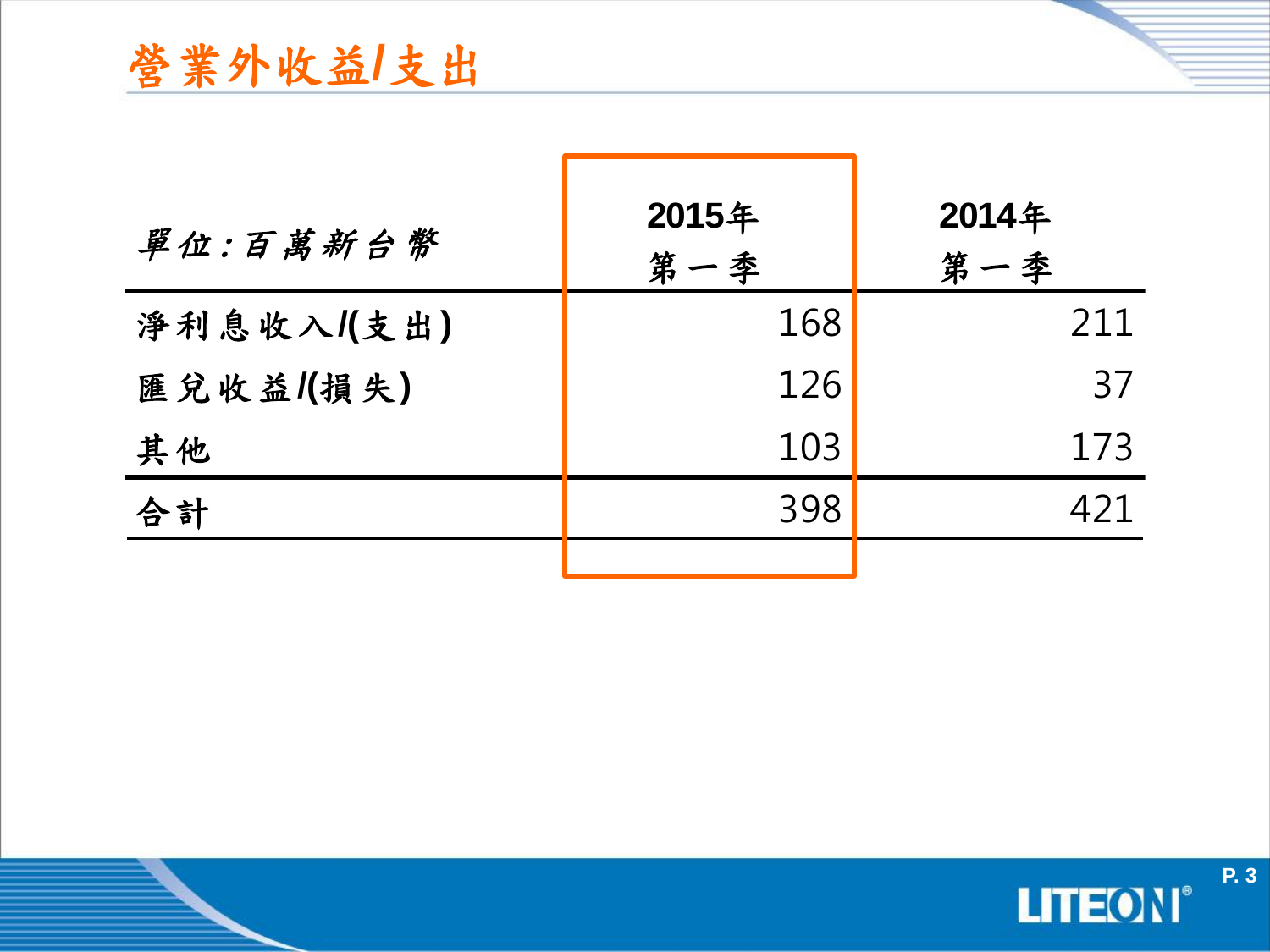# 營業外收益/支出

| 單位：百萬新台幣 | 2015年 第一季 | 2014年 第一季 |
| --- | --- | --- |
| 淨利息收入/(支出) | 168 | 211 |
| 匯兌收益/(損失) | 126 | 37 |
| 其他 | 103 | 173 |
| 合計 | 398 | 421 |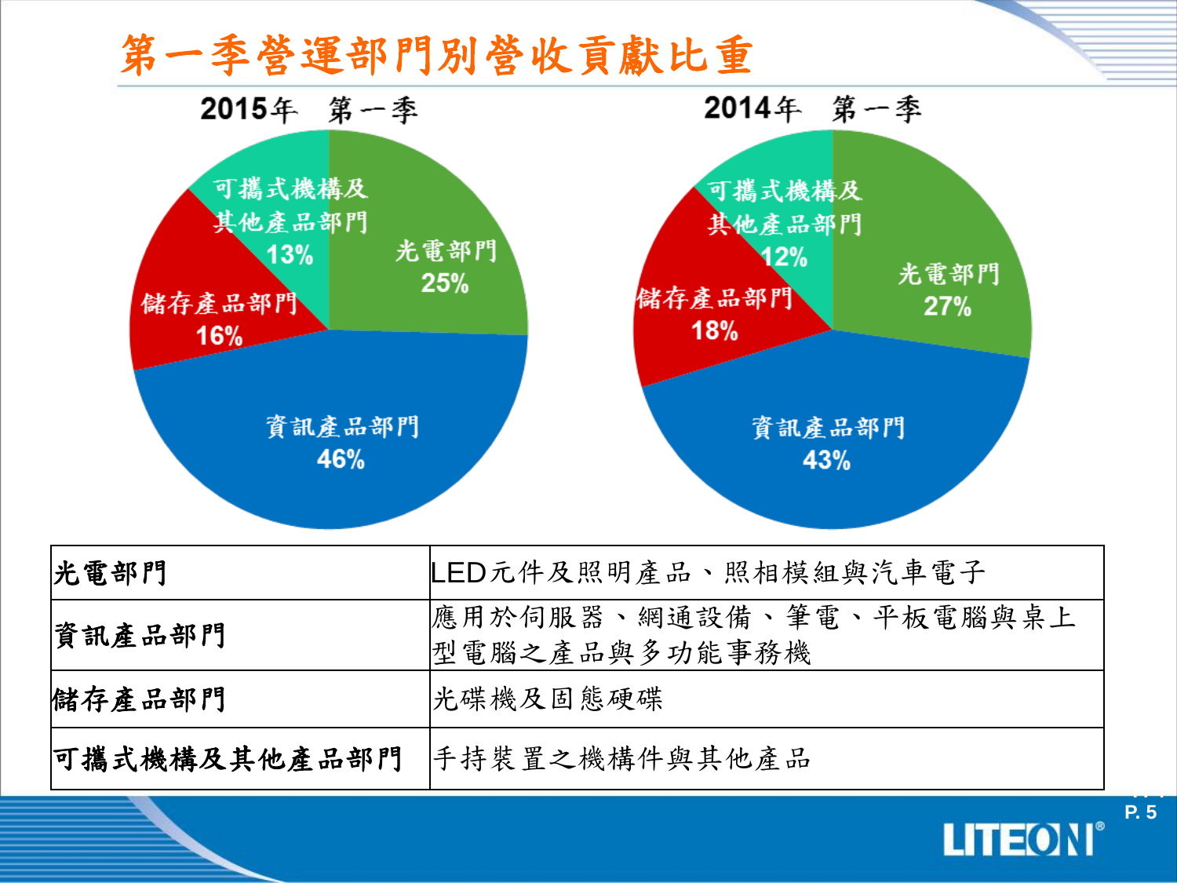# 第一季營運部門別營收貢獻比重

**2015年 第一季**

- 光電部門 25%
- 資訊產品部門 46%
- 儲存產品部門 16%
- 可攜式機構及其他產品部門 13%

**2014年 第一季**

- 光電部門 27%
- 資訊產品部門 43%
- 儲存產品部門 18%
- 可攜式機構及其他產品部門 12%

| 部門 | 說明 |
|---|---|
| 光電部門 | LED元件及照明產品、照相模組與汽車電子 |
| 資訊產品部門 | 應用於伺服器、網通設備、筆電、平板電腦與桌上型電腦之產品與多功能事務機 |
| 儲存產品部門 | 光碟機及固態硬碟 |
| 可攜式機構及其他產品部門 | 手持裝置之機構件與其他產品 |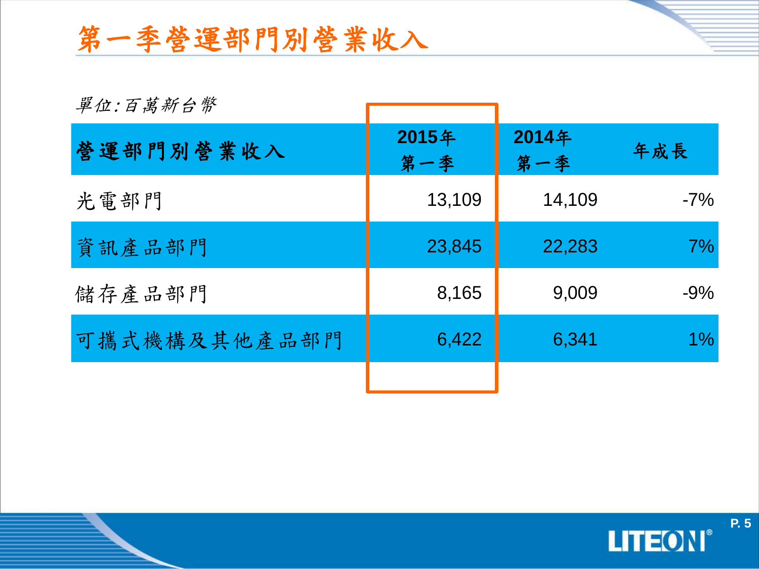# 第一季營運部門別營業收入

*單位:百萬新台幣*

| 營運部門別營業收入 | 2015年 第一季 | 2014年 第一季 | 年成長 |
|---|---|---|---|
| 光電部門 | 13,109 | 14,109 | -7% |
| 資訊產品部門 | 23,845 | 22,283 | 7% |
| 儲存產品部門 | 8,165 | 9,009 | -9% |
| 可攜式機構及其他產品部門 | 6,422 | 6,341 | 1% |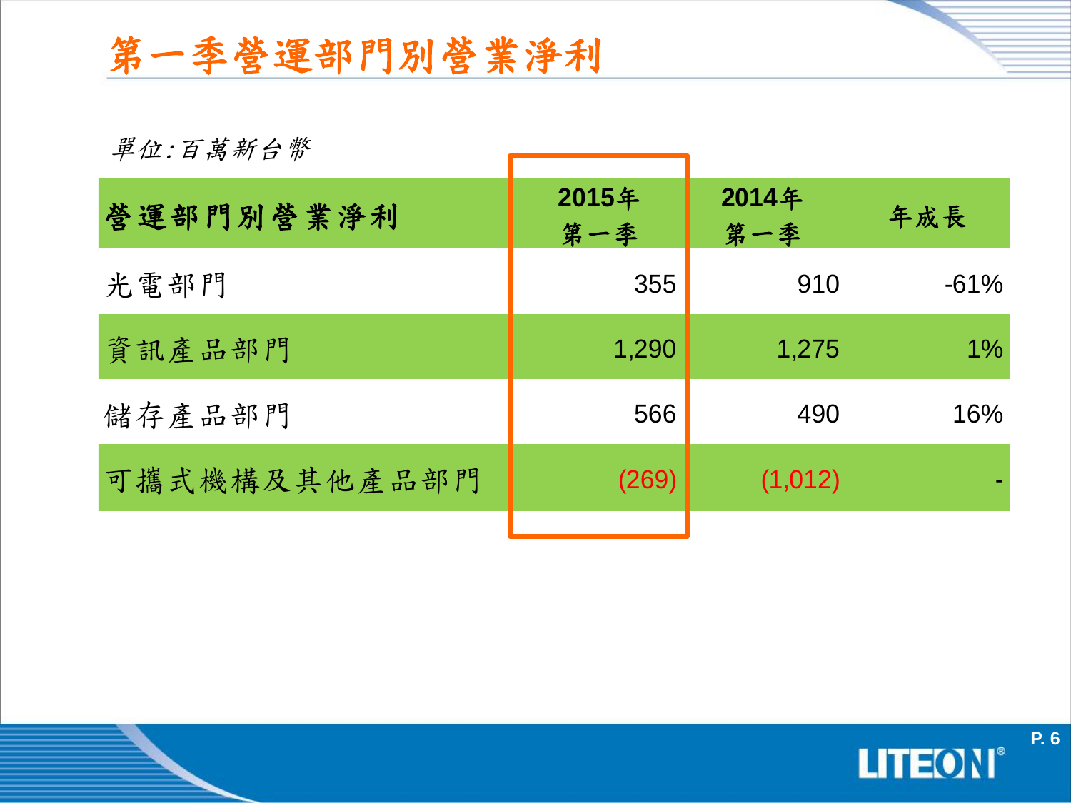# 第一季營運部門別營業淨利

*單位:百萬新台幣*

| 營運部門別營業淨利 | 2015年第一季 | 2014年第一季 | 年成長 |
|---|---|---|---|
| 光電部門 | 355 | 910 | -61% |
| 資訊產品部門 | 1,290 | 1,275 | 1% |
| 儲存產品部門 | 566 | 490 | 16% |
| 可攜式機構及其他產品部門 | (269) | (1,012) | - |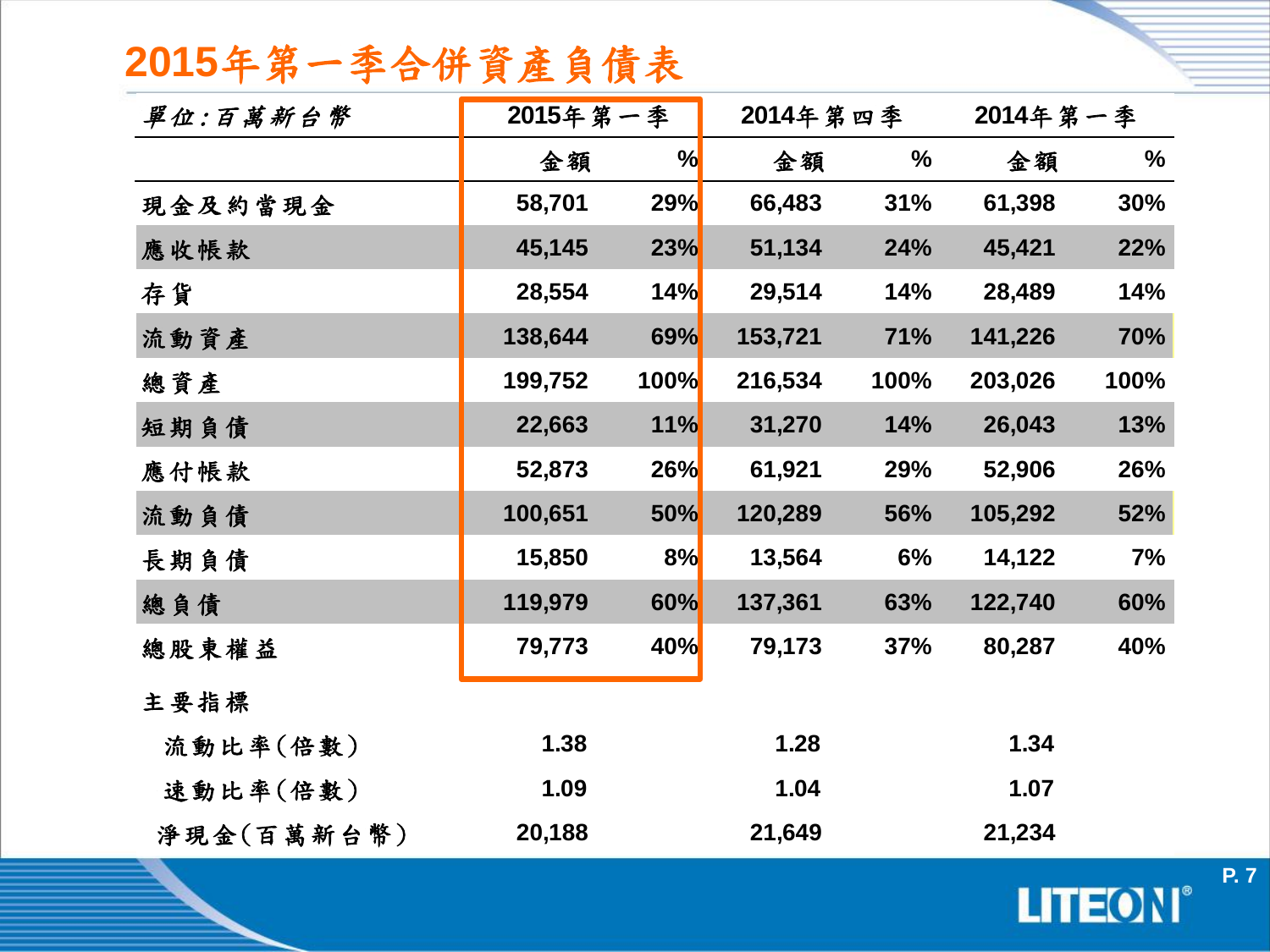# 2015年第一季合併資產負債表

| 單位：百萬新台幣 | 2015年第一季 | | 2014年第四季 | | 2014年第一季 | |
|---|---|---|---|---|---|---|
| | 金額 | % | 金額 | % | 金額 | % |
| 現金及約當現金 | 58,701 | 29% | 66,483 | 31% | 61,398 | 30% |
| 應收帳款 | 45,145 | 23% | 51,134 | 24% | 45,421 | 22% |
| 存貨 | 28,554 | 14% | 29,514 | 14% | 28,489 | 14% |
| 流動資產 | 138,644 | 69% | 153,721 | 71% | 141,226 | 70% |
| 總資產 | 199,752 | 100% | 216,534 | 100% | 203,026 | 100% |
| 短期負債 | 22,663 | 11% | 31,270 | 14% | 26,043 | 13% |
| 應付帳款 | 52,873 | 26% | 61,921 | 29% | 52,906 | 26% |
| 流動負債 | 100,651 | 50% | 120,289 | 56% | 105,292 | 52% |
| 長期負債 | 15,850 | 8% | 13,564 | 6% | 14,122 | 7% |
| 總負債 | 119,979 | 60% | 137,361 | 63% | 122,740 | 60% |
| 總股東權益 | 79,773 | 40% | 79,173 | 37% | 80,287 | 40% |
| 主要指標 | | | | | | |
| 流動比率(倍數) | 1.38 | | 1.28 | | 1.34 | |
| 速動比率(倍數) | 1.09 | | 1.04 | | 1.07 | |
| 淨現金(百萬新台幣) | 20,188 | | 21,649 | | 21,234 | |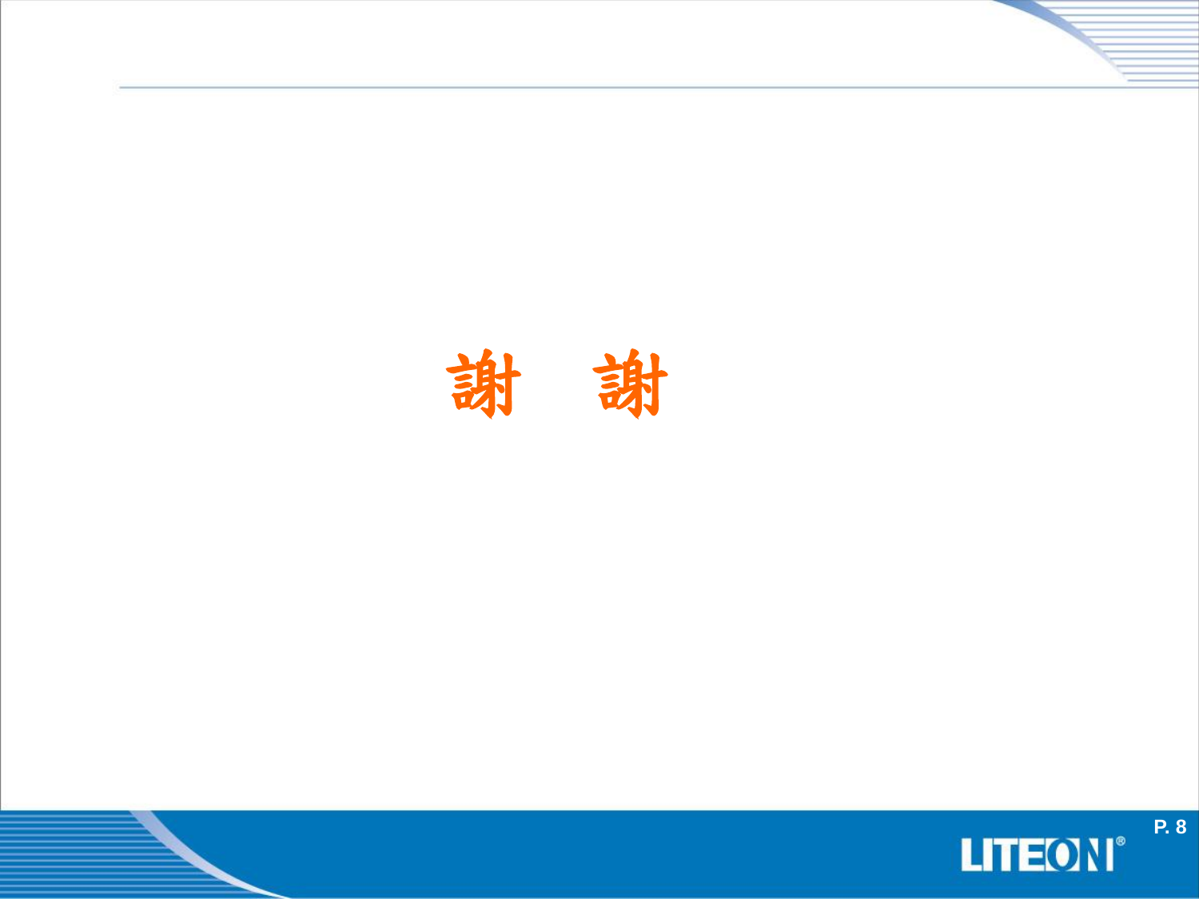謝　謝